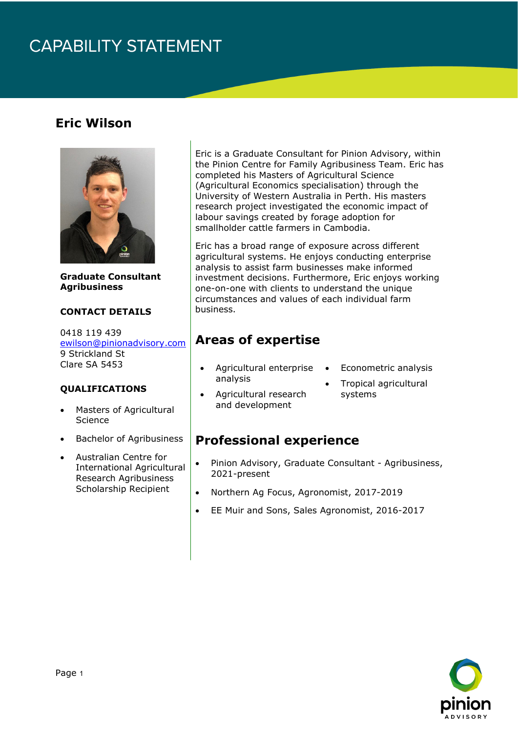# CAPABILITY STATEMENT

## Eric Wilson

**Graduate Consultant Agribusiness**

**CONTACT DETAILS**

0418 119 439
ewilson@pinionadvisory.com
9 Strickland St
Clare SA 5453

**QUALIFICATIONS**

- Masters of Agricultural Science
- Bachelor of Agribusiness
- Australian Centre for International Agricultural Research Agribusiness Scholarship Recipient

Eric is a Graduate Consultant for Pinion Advisory, within the Pinion Centre for Family Agribusiness Team. Eric has completed his Masters of Agricultural Science (Agricultural Economics specialisation) through the University of Western Australia in Perth. His masters research project investigated the economic impact of labour savings created by forage adoption for smallholder cattle farmers in Cambodia.

Eric has a broad range of exposure across different agricultural systems. He enjoys conducting enterprise analysis to assist farm businesses make informed investment decisions. Furthermore, Eric enjoys working one-on-one with clients to understand the unique circumstances and values of each individual farm business.

## Areas of expertise

- Agricultural enterprise analysis
- Agricultural research and development
- Econometric analysis
- Tropical agricultural systems

## Professional experience

- Pinion Advisory, Graduate Consultant - Agribusiness, 2021-present
- Northern Ag Focus, Agronomist, 2017-2019
- EE Muir and Sons, Sales Agronomist, 2016-2017

pinion ADVISORY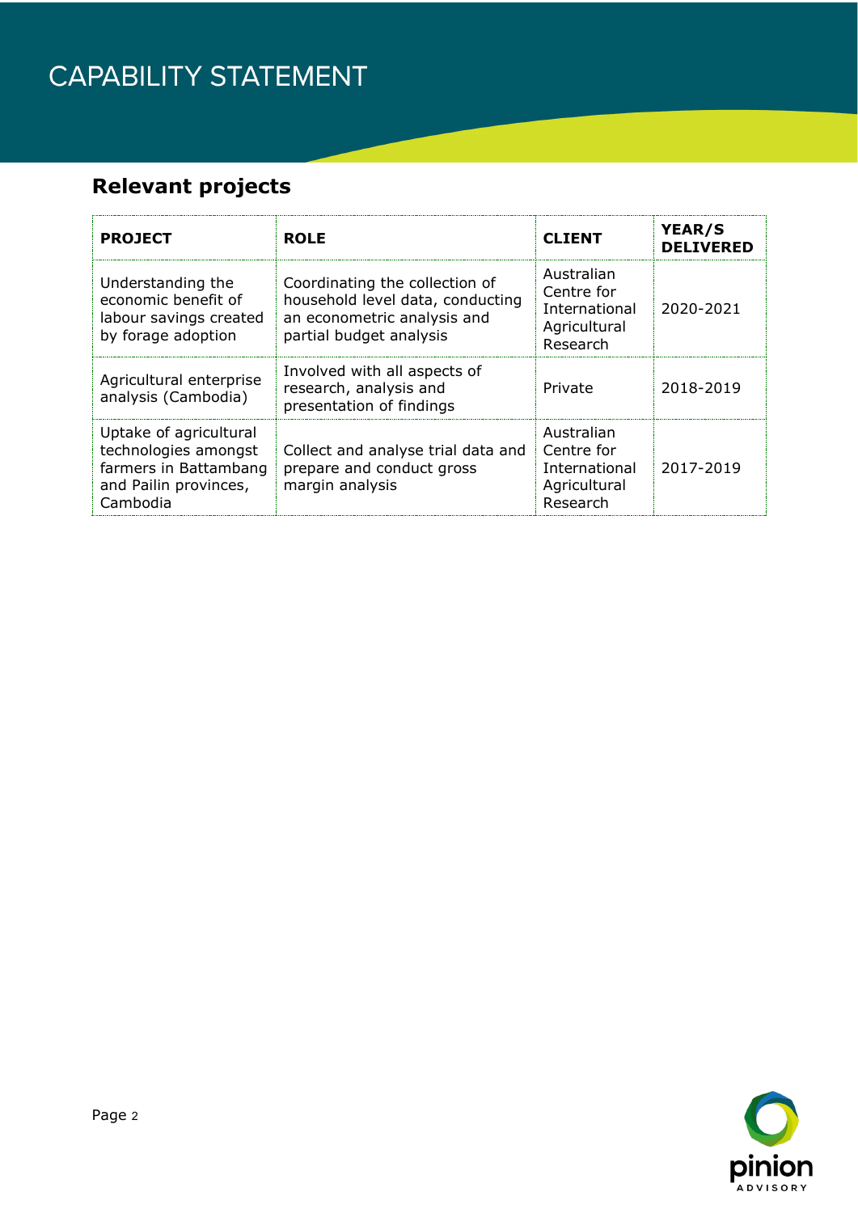# CAPABILITY STATEMENT

## Relevant projects

| PROJECT | ROLE | CLIENT | YEAR/S DELIVERED |
|---|---|---|---|
| Understanding the economic benefit of labour savings created by forage adoption | Coordinating the collection of household level data, conducting an econometric analysis and partial budget analysis | Australian Centre for International Agricultural Research | 2020-2021 |
| Agricultural enterprise analysis (Cambodia) | Involved with all aspects of research, analysis and presentation of findings | Private | 2018-2019 |
| Uptake of agricultural technologies amongst farmers in Battambang and Pailin provinces, Cambodia | Collect and analyse trial data and prepare and conduct gross margin analysis | Australian Centre for International Agricultural Research | 2017-2019 |